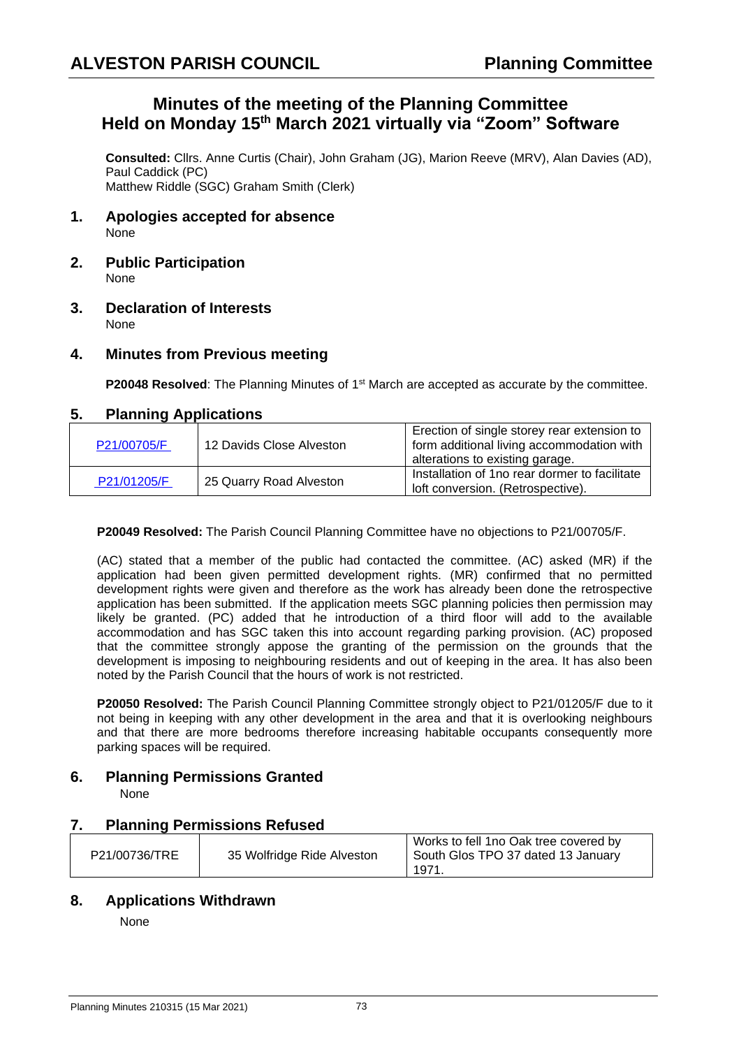**ALVESTON PARISH COUNCIL** **Planning Committee**

# Minutes of the meeting of the Planning Committee Held on Monday 15th March 2021 virtually via "Zoom" Software

**Consulted:** Cllrs. Anne Curtis (Chair), John Graham (JG), Marion Reeve (MRV), Alan Davies (AD), Paul Caddick (PC)
Matthew Riddle (SGC) Graham Smith (Clerk)

## 1. Apologies accepted for absence

None

## 2. Public Participation

None

## 3. Declaration of Interests

None

## 4. Minutes from Previous meeting

**P20048 Resolved**: The Planning Minutes of 1st March are accepted as accurate by the committee.

## 5. Planning Applications

| P21/00705/F | 12 Davids Close Alveston | Erection of single storey rear extension to form additional living accommodation with alterations to existing garage. |
|---|---|---|
| P21/01205/F | 25 Quarry Road Alveston | Installation of 1no rear dormer to facilitate loft conversion. (Retrospective). |

**P20049 Resolved:** The Parish Council Planning Committee have no objections to P21/00705/F.

(AC) stated that a member of the public had contacted the committee. (AC) asked (MR) if the application had been given permitted development rights. (MR) confirmed that no permitted development rights were given and therefore as the work has already been done the retrospective application has been submitted. If the application meets SGC planning policies then permission may likely be granted. (PC) added that he introduction of a third floor will add to the available accommodation and has SGC taken this into account regarding parking provision. (AC) proposed that the committee strongly appose the granting of the permission on the grounds that the development is imposing to neighbouring residents and out of keeping in the area. It has also been noted by the Parish Council that the hours of work is not restricted.

**P20050 Resolved:** The Parish Council Planning Committee strongly object to P21/01205/F due to it not being in keeping with any other development in the area and that it is overlooking neighbours and that there are more bedrooms therefore increasing habitable occupants consequently more parking spaces will be required.

## 6. Planning Permissions Granted

None

## 7. Planning Permissions Refused

| P21/00736/TRE | 35 Wolfridge Ride Alveston | Works to fell 1no Oak tree covered by South Glos TPO 37 dated 13 January 1971. |
|---|---|---|

## 8. Applications Withdrawn

None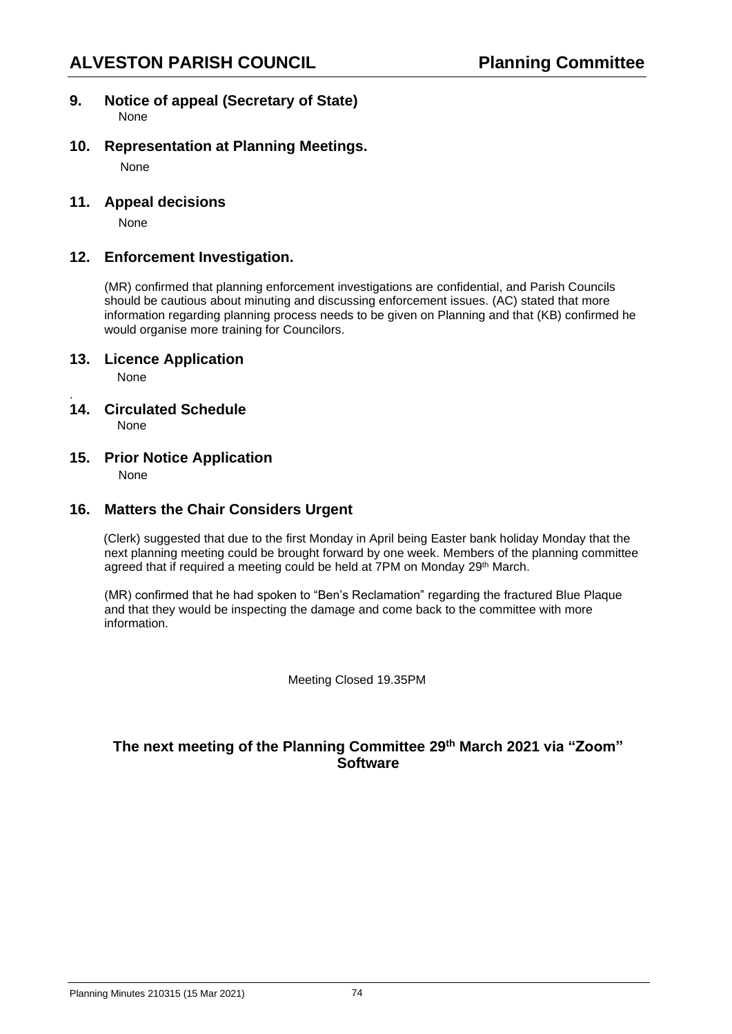## 9. Notice of appeal (Secretary of State)

None

## 10. Representation at Planning Meetings.

None

## 11. Appeal decisions

None

## 12. Enforcement Investigation.

(MR) confirmed that planning enforcement investigations are confidential, and Parish Councils should be cautious about minuting and discussing enforcement issues. (AC) stated that more information regarding planning process needs to be given on Planning and that (KB) confirmed he would organise more training for Councilors.

## 13. Licence Application

None

.

## 14. Circulated Schedule

None

## 15. Prior Notice Application

None

## 16. Matters the Chair Considers Urgent

(Clerk) suggested that due to the first Monday in April being Easter bank holiday Monday that the next planning meeting could be brought forward by one week. Members of the planning committee agreed that if required a meeting could be held at 7PM on Monday 29th March.

(MR) confirmed that he had spoken to "Ben's Reclamation" regarding the fractured Blue Plaque and that they would be inspecting the damage and come back to the committee with more information.

Meeting Closed 19.35PM

**The next meeting of the Planning Committee 29th March 2021 via "Zoom" Software**